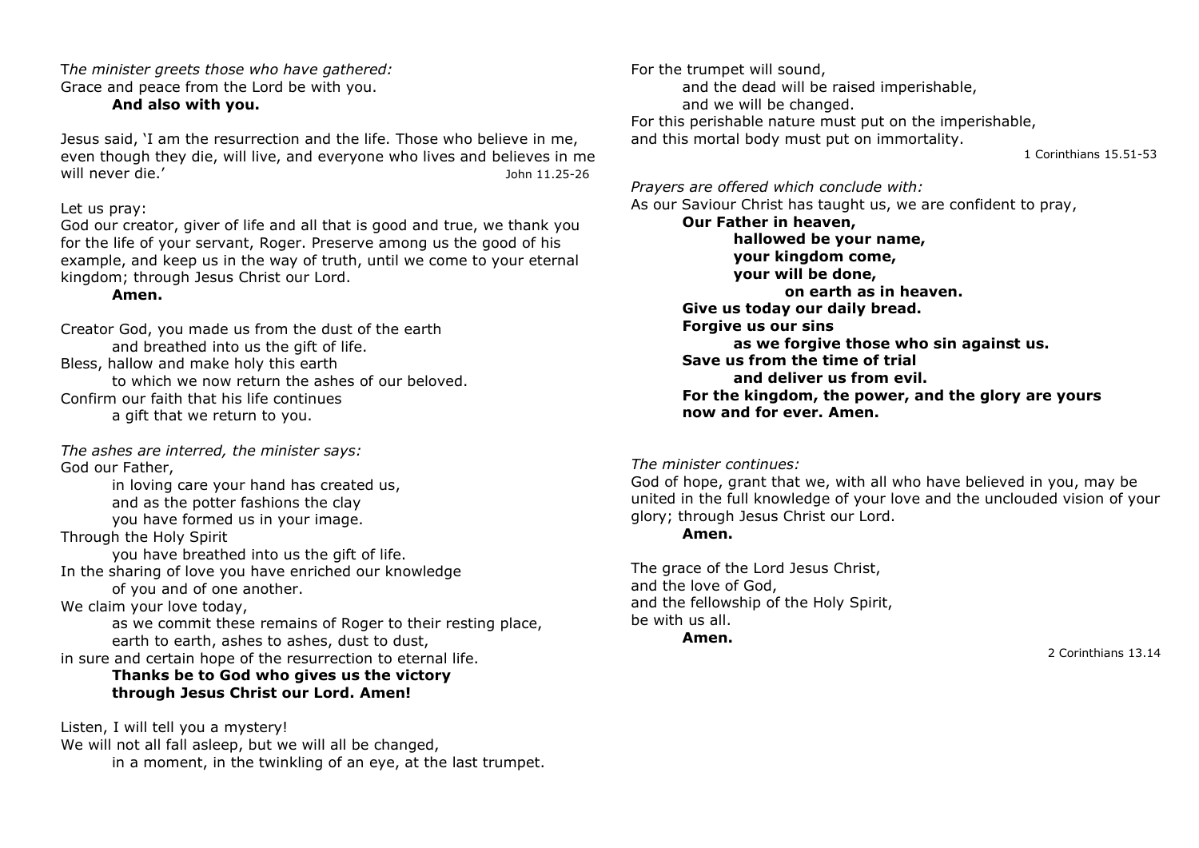*The minister greets those who have gathered:*
Grace and peace from the Lord be with you.
**And also with you.**

Jesus said, 'I am the resurrection and the life. Those who believe in me, even though they die, will live, and everyone who lives and believes in me will never die.' John 11.25-26

Let us pray:
God our creator, giver of life and all that is good and true, we thank you for the life of your servant, Roger. Preserve among us the good of his example, and keep us in the way of truth, until we come to your eternal kingdom; through Jesus Christ our Lord.
**Amen.**

Creator God, you made us from the dust of the earth
and breathed into us the gift of life.
Bless, hallow and make holy this earth
to which we now return the ashes of our beloved.
Confirm our faith that his life continues
a gift that we return to you.

*The ashes are interred, the minister says:*
God our Father,
in loving care your hand has created us,
and as the potter fashions the clay
you have formed us in your image.
Through the Holy Spirit
you have breathed into us the gift of life.
In the sharing of love you have enriched our knowledge
of you and of one another.
We claim your love today,
as we commit these remains of Roger to their resting place,
earth to earth, ashes to ashes, dust to dust,
in sure and certain hope of the resurrection to eternal life.
**Thanks be to God who gives us the victory**
**through Jesus Christ our Lord. Amen!**

Listen, I will tell you a mystery!
We will not all fall asleep, but we will all be changed,
in a moment, in the twinkling of an eye, at the last trumpet.
For the trumpet will sound,
and the dead will be raised imperishable,
and we will be changed.
For this perishable nature must put on the imperishable,
and this mortal body must put on immortality.
1 Corinthians 15.51-53

*Prayers are offered which conclude with:*
As our Saviour Christ has taught us, we are confident to pray,
**Our Father in heaven,**
**hallowed be your name,**
**your kingdom come,**
**your will be done,**
**on earth as in heaven.**
**Give us today our daily bread.**
**Forgive us our sins**
**as we forgive those who sin against us.**
**Save us from the time of trial**
**and deliver us from evil.**
**For the kingdom, the power, and the glory are yours**
**now and for ever. Amen.**

*The minister continues:*
God of hope, grant that we, with all who have believed in you, may be united in the full knowledge of your love and the unclouded vision of your glory; through Jesus Christ our Lord.
**Amen.**

The grace of the Lord Jesus Christ,
and the love of God,
and the fellowship of the Holy Spirit,
be with us all.
**Amen.**
2 Corinthians 13.14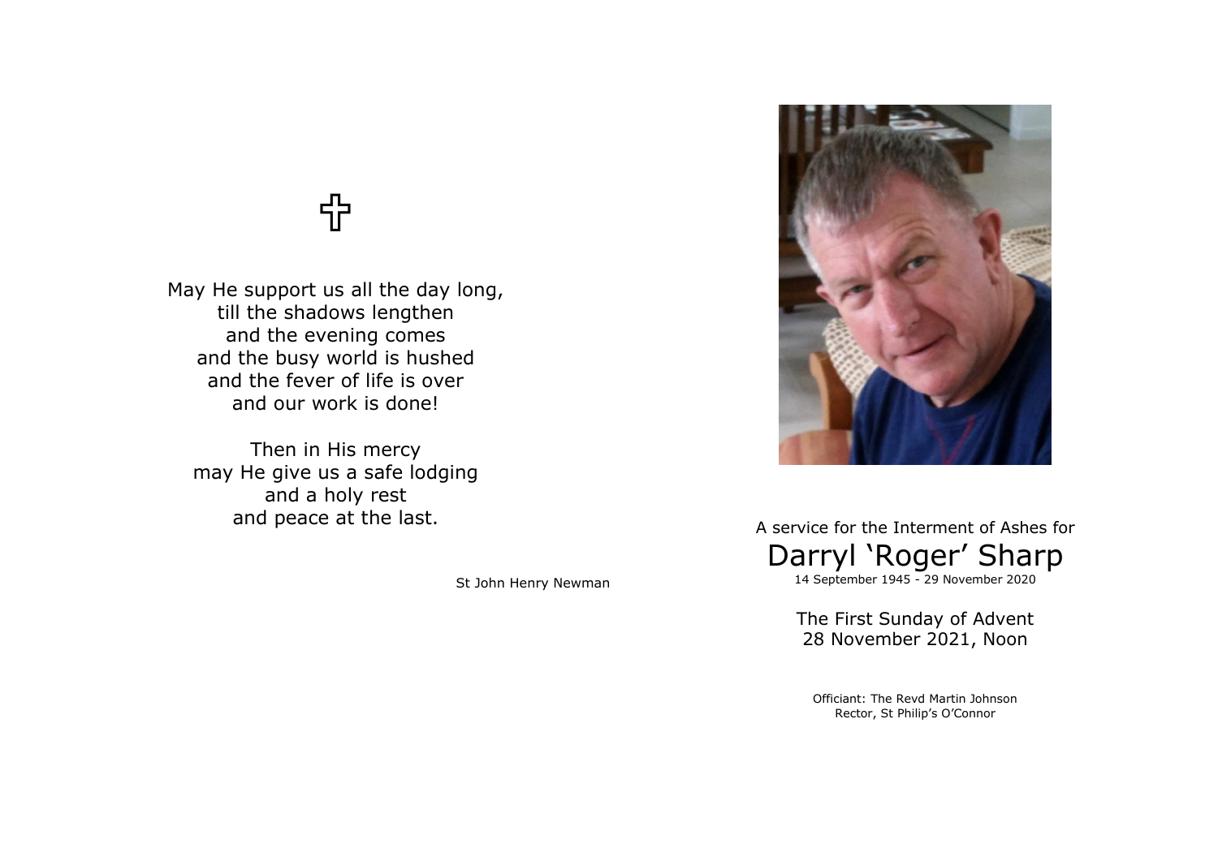✝

May He support us all the day long,
till the shadows lengthen
and the evening comes
and the busy world is hushed
and the fever of life is over
and our work is done!

Then in His mercy
may He give us a safe lodging
and a holy rest
and peace at the last.

St John Henry Newman

A service for the Interment of Ashes for

# Darryl 'Roger' Sharp

14 September 1945 - 29 November 2020

The First Sunday of Advent
28 November 2021, Noon

Officiant: The Revd Martin Johnson
Rector, St Philip's O'Connor